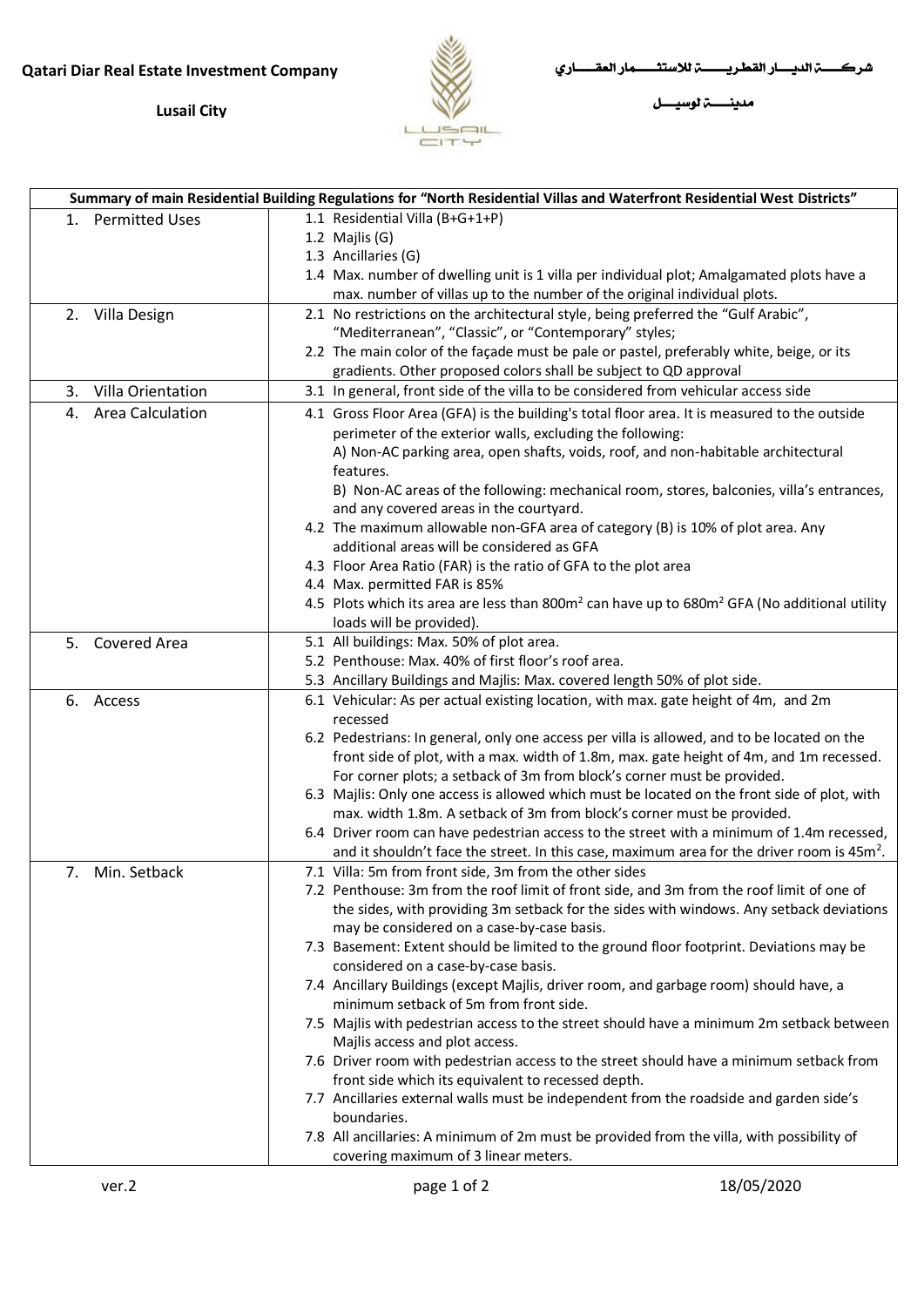**Qatari Diar Real Estate Investment Company**

**Lusail City**

**شركـــــة الديـــار القطريـــــة للاستثــــمار العقــــاري**

**مدينـــــة لوسيـــل**

| Summary of main Residential Building Regulations for "North Residential Villas and Waterfront Residential West Districts" | |
|---|---|
| 1. Permitted Uses | 1.1 Residential Villa (B+G+1+P)<br>1.2 Majlis (G)<br>1.3 Ancillaries (G)<br>1.4 Max. number of dwelling unit is 1 villa per individual plot; Amalgamated plots have a max. number of villas up to the number of the original individual plots. |
| 2. Villa Design | 2.1 No restrictions on the architectural style, being preferred the "Gulf Arabic", "Mediterranean", "Classic", or "Contemporary" styles;<br>2.2 The main color of the façade must be pale or pastel, preferably white, beige, or its gradients. Other proposed colors shall be subject to QD approval |
| 3. Villa Orientation | 3.1 In general, front side of the villa to be considered from vehicular access side |
| 4. Area Calculation | 4.1 Gross Floor Area (GFA) is the building's total floor area. It is measured to the outside perimeter of the exterior walls, excluding the following:<br>A) Non-AC parking area, open shafts, voids, roof, and non-habitable architectural features.<br>B) Non-AC areas of the following: mechanical room, stores, balconies, villa's entrances, and any covered areas in the courtyard.<br>4.2 The maximum allowable non-GFA area of category (B) is 10% of plot area. Any additional areas will be considered as GFA<br>4.3 Floor Area Ratio (FAR) is the ratio of GFA to the plot area<br>4.4 Max. permitted FAR is 85%<br>4.5 Plots which its area are less than 800m$^2$ can have up to 680m$^2$ GFA (No additional utility loads will be provided). |
| 5. Covered Area | 5.1 All buildings: Max. 50% of plot area.<br>5.2 Penthouse: Max. 40% of first floor's roof area.<br>5.3 Ancillary Buildings and Majlis: Max. covered length 50% of plot side. |
| 6. Access | 6.1 Vehicular: As per actual existing location, with max. gate height of 4m, and 2m recessed<br>6.2 Pedestrians: In general, only one access per villa is allowed, and to be located on the front side of plot, with a max. width of 1.8m, max. gate height of 4m, and 1m recessed. For corner plots; a setback of 3m from block's corner must be provided.<br>6.3 Majlis: Only one access is allowed which must be located on the front side of plot, with max. width 1.8m. A setback of 3m from block's corner must be provided.<br>6.4 Driver room can have pedestrian access to the street with a minimum of 1.4m recessed, and it shouldn't face the street. In this case, maximum area for the driver room is 45m$^2$. |
| 7. Min. Setback | 7.1 Villa: 5m from front side, 3m from the other sides<br>7.2 Penthouse: 3m from the roof limit of front side, and 3m from the roof limit of one of the sides, with providing 3m setback for the sides with windows. Any setback deviations may be considered on a case-by-case basis.<br>7.3 Basement: Extent should be limited to the ground floor footprint. Deviations may be considered on a case-by-case basis.<br>7.4 Ancillary Buildings (except Majlis, driver room, and garbage room) should have, a minimum setback of 5m from front side.<br>7.5 Majlis with pedestrian access to the street should have a minimum 2m setback between Majlis access and plot access.<br>7.6 Driver room with pedestrian access to the street should have a minimum setback from front side which its equivalent to recessed depth.<br>7.7 Ancillaries external walls must be independent from the roadside and garden side's boundaries.<br>7.8 All ancillaries: A minimum of 2m must be provided from the villa, with possibility of covering maximum of 3 linear meters. |

ver.2 18/05/2020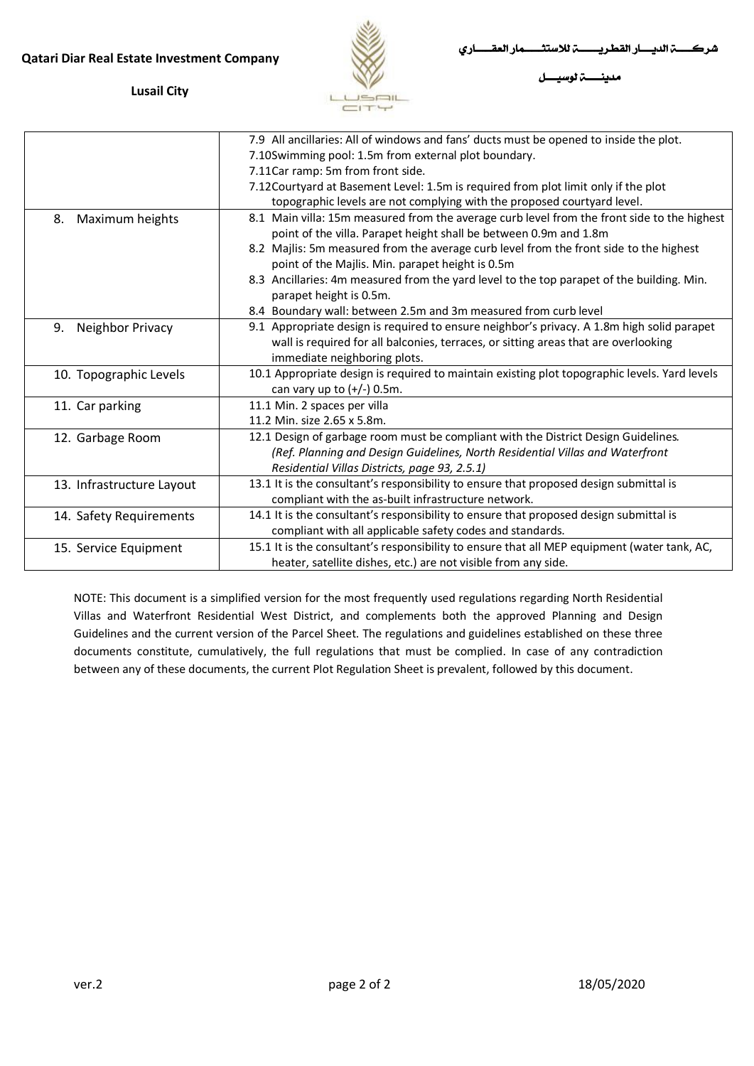| | |
|---|---|
| | 7.9 All ancillaries: All of windows and fans' ducts must be opened to inside the plot.<br>7.10Swimming pool: 1.5m from external plot boundary.<br>7.11Car ramp: 5m from front side.<br>7.12Courtyard at Basement Level: 1.5m is required from plot limit only if the plot topographic levels are not complying with the proposed courtyard level. |
| 8. Maximum heights | 8.1 Main villa: 15m measured from the average curb level from the front side to the highest point of the villa. Parapet height shall be between 0.9m and 1.8m<br>8.2 Majlis: 5m measured from the average curb level from the front side to the highest point of the Majlis. Min. parapet height is 0.5m<br>8.3 Ancillaries: 4m measured from the yard level to the top parapet of the building. Min. parapet height is 0.5m.<br>8.4 Boundary wall: between 2.5m and 3m measured from curb level |
| 9. Neighbor Privacy | 9.1 Appropriate design is required to ensure neighbor's privacy. A 1.8m high solid parapet wall is required for all balconies, terraces, or sitting areas that are overlooking immediate neighboring plots. |
| 10. Topographic Levels | 10.1 Appropriate design is required to maintain existing plot topographic levels. Yard levels can vary up to (+/-) 0.5m. |
| 11. Car parking | 11.1 Min. 2 spaces per villa<br>11.2 Min. size 2.65 x 5.8m. |
| 12. Garbage Room | 12.1 Design of garbage room must be compliant with the District Design Guidelines. *(Ref. Planning and Design Guidelines, North Residential Villas and Waterfront Residential Villas Districts, page 93, 2.5.1)* |
| 13. Infrastructure Layout | 13.1 It is the consultant's responsibility to ensure that proposed design submittal is compliant with the as-built infrastructure network. |
| 14. Safety Requirements | 14.1 It is the consultant's responsibility to ensure that proposed design submittal is compliant with all applicable safety codes and standards. |
| 15. Service Equipment | 15.1 It is the consultant's responsibility to ensure that all MEP equipment (water tank, AC, heater, satellite dishes, etc.) are not visible from any side. |

NOTE: This document is a simplified version for the most frequently used regulations regarding North Residential Villas and Waterfront Residential West District, and complements both the approved Planning and Design Guidelines and the current version of the Parcel Sheet. The regulations and guidelines established on these three documents constitute, cumulatively, the full regulations that must be complied. In case of any contradiction between any of these documents, the current Plot Regulation Sheet is prevalent, followed by this document.